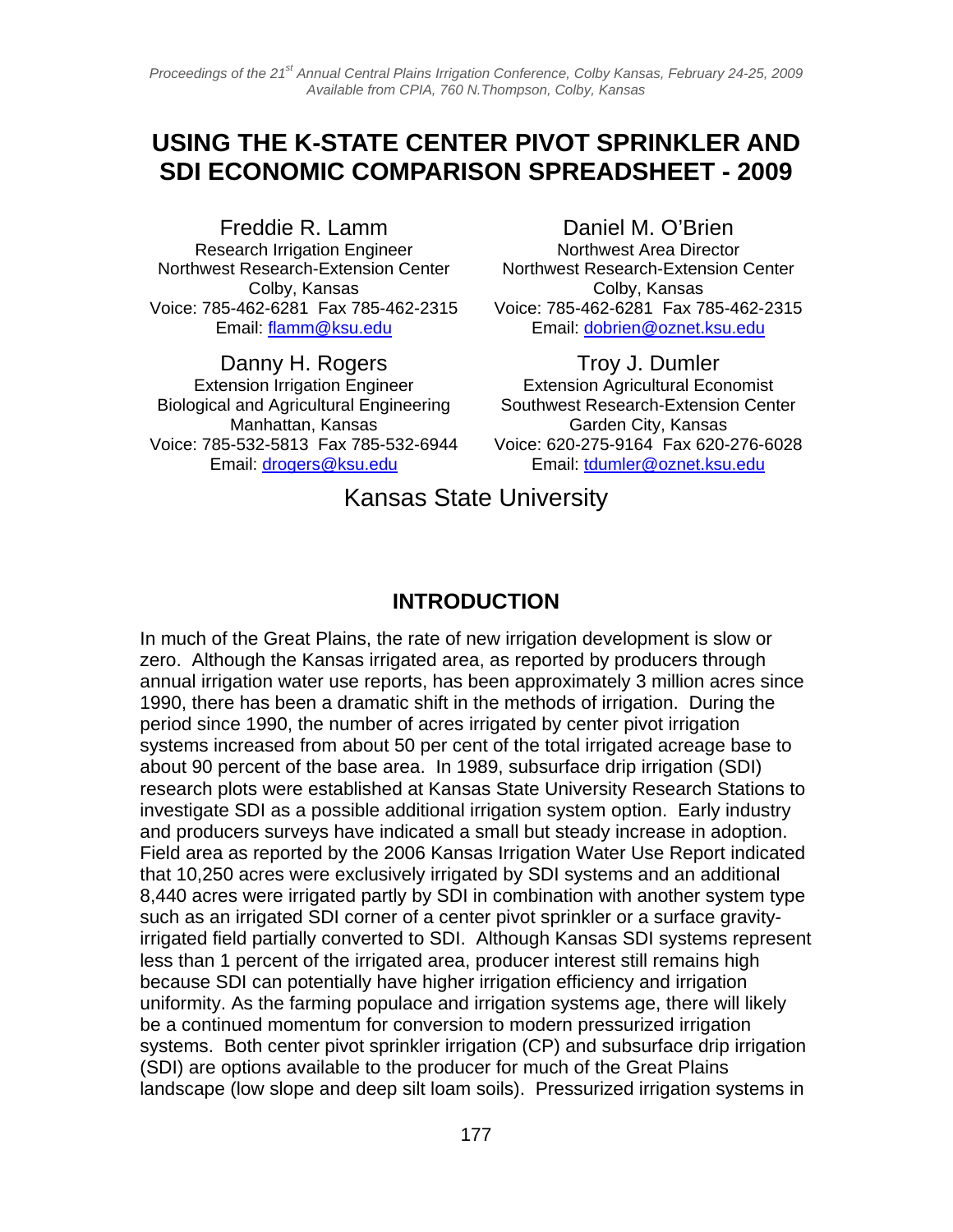# USING THE K-STATE CENTER PIVOT SPRINKLER AND SDI ECONOMIC COMPARISON SPREADSHEET - 2009

Freddie R. Lamm
Research Irrigation Engineer
Northwest Research-Extension Center
Colby, Kansas
Voice: 785-462-6281 Fax 785-462-2315
Email: flamm@ksu.edu

Daniel M. O'Brien
Northwest Area Director
Northwest Research-Extension Center
Colby, Kansas
Voice: 785-462-6281 Fax 785-462-2315
Email: dobrien@oznet.ksu.edu

Danny H. Rogers
Extension Irrigation Engineer
Biological and Agricultural Engineering
Manhattan, Kansas
Voice: 785-532-5813 Fax 785-532-6944
Email: drogers@ksu.edu

Troy J. Dumler
Extension Agricultural Economist
Southwest Research-Extension Center
Garden City, Kansas
Voice: 620-275-9164 Fax 620-276-6028
Email: tdumler@oznet.ksu.edu

Kansas State University

## INTRODUCTION

In much of the Great Plains, the rate of new irrigation development is slow or zero. Although the Kansas irrigated area, as reported by producers through annual irrigation water use reports, has been approximately 3 million acres since 1990, there has been a dramatic shift in the methods of irrigation. During the period since 1990, the number of acres irrigated by center pivot irrigation systems increased from about 50 per cent of the total irrigated acreage base to about 90 percent of the base area. In 1989, subsurface drip irrigation (SDI) research plots were established at Kansas State University Research Stations to investigate SDI as a possible additional irrigation system option. Early industry and producers surveys have indicated a small but steady increase in adoption. Field area as reported by the 2006 Kansas Irrigation Water Use Report indicated that 10,250 acres were exclusively irrigated by SDI systems and an additional 8,440 acres were irrigated partly by SDI in combination with another system type such as an irrigated SDI corner of a center pivot sprinkler or a surface gravity-irrigated field partially converted to SDI. Although Kansas SDI systems represent less than 1 percent of the irrigated area, producer interest still remains high because SDI can potentially have higher irrigation efficiency and irrigation uniformity. As the farming populace and irrigation systems age, there will likely be a continued momentum for conversion to modern pressurized irrigation systems. Both center pivot sprinkler irrigation (CP) and subsurface drip irrigation (SDI) are options available to the producer for much of the Great Plains landscape (low slope and deep silt loam soils). Pressurized irrigation systems in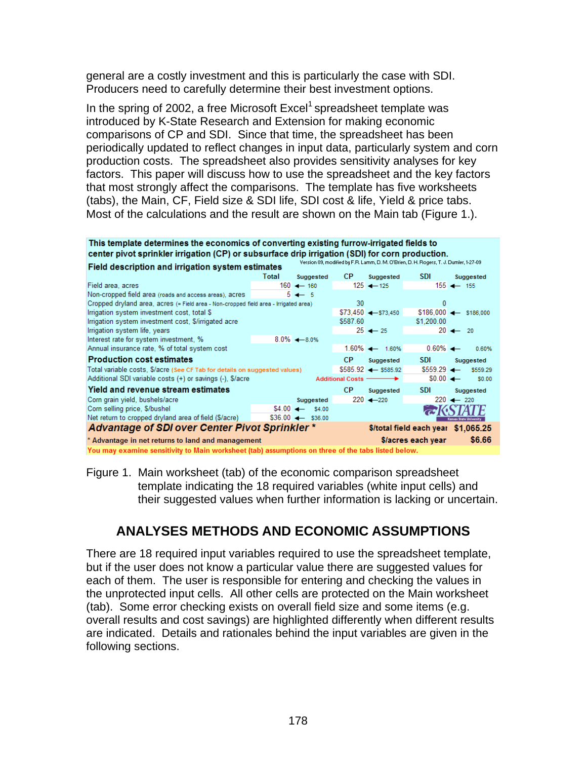general are a costly investment and this is particularly the case with SDI. Producers need to carefully determine their best investment options.

In the spring of 2002, a free Microsoft Excel[1] spreadsheet template was introduced by K-State Research and Extension for making economic comparisons of CP and SDI. Since that time, the spreadsheet has been periodically updated to reflect changes in input data, particularly system and corn production costs. The spreadsheet also provides sensitivity analyses for key factors. This paper will discuss how to use the spreadsheet and the key factors that most strongly affect the comparisons. The template has five worksheets (tabs), the Main, CF, Field size & SDI life, SDI cost & life, Yield & price tabs. Most of the calculations and the result are shown on the Main tab (Figure 1.).

**This template determines the economics of converting existing furrow-irrigated fields to center pivot sprinkler irrigation (CP) or subsurface drip irrigation (SDI) for corn production.**

Version 09, modified by F.R. Lamm, D. M. O'Brien, D. H. Rogers, T. J. Dumler, 1-27-09

| **Field description and irrigation system estimates** | Total | Suggested | CP | Suggested | SDI | Suggested |
|---|---|---|---|---|---|---|
| Field area, acres | 160 | 160 | 125 | 125 | 155 | 155 |
| Non-cropped field area (roads and access areas), acres | 5 | 5 | | | | |
| Cropped dryland area, acres (= Field area - Non-cropped field area - Irrigated area) | | | 30 | | 0 | |
| Irrigation system investment cost, total $ | | | $73,450 | $73,450 | $186,000 | $186,000 |
| Irrigation system investment cost, $/irrigated acre | | | $587.60 | | $1,200.00 | |
| Irrigation system life, years | | | 25 | 25 | 20 | 20 |
| Interest rate for system investment, % | 8.0% | 8.0% | | | | |
| Annual insurance rate, % of total system cost | | | 1.60% | 1.60% | 0.60% | 0.60% |
| **Production cost estimates** | | | CP | Suggested | SDI | Suggested |
| Total variable costs, $/acre (See CF Tab for details on suggested values) | | | $585.92 | $585.92 | $559.29 | $559.29 |
| Additional SDI variable costs (+) or savings (-), $/acre | | Additional Costs | | | $0.00 | $0.00 |
| **Yield and revenue stream estimates** | | Suggested | CP | Suggested | SDI | Suggested |
| Corn grain yield, bushels/acre | | | 220 | 220 | 220 | 220 |
| Corn selling price, $/bushel | $4.00 | $4.00 | | | | |
| Net return to cropped dryland area of field ($/acre) | $36.00 | $36.00 | | | | |
| ***Advantage of SDI over Center Pivot Sprinkler \**** | | | | $/total field each year | | $1,065.25 |
| \* Advantage in net returns to land and management | | | | $/acres each year | | $6.66 |

You may examine sensitivity to Main worksheet (tab) assumptions on three of the tabs listed below.

Figure 1. Main worksheet (tab) of the economic comparison spreadsheet template indicating the 18 required variables (white input cells) and their suggested values when further information is lacking or uncertain.

## ANALYSES METHODS AND ECONOMIC ASSUMPTIONS

There are 18 required input variables required to use the spreadsheet template, but if the user does not know a particular value there are suggested values for each of them. The user is responsible for entering and checking the values in the unprotected input cells. All other cells are protected on the Main worksheet (tab). Some error checking exists on overall field size and some items (e.g. overall results and cost savings) are highlighted differently when different results are indicated. Details and rationales behind the input variables are given in the following sections.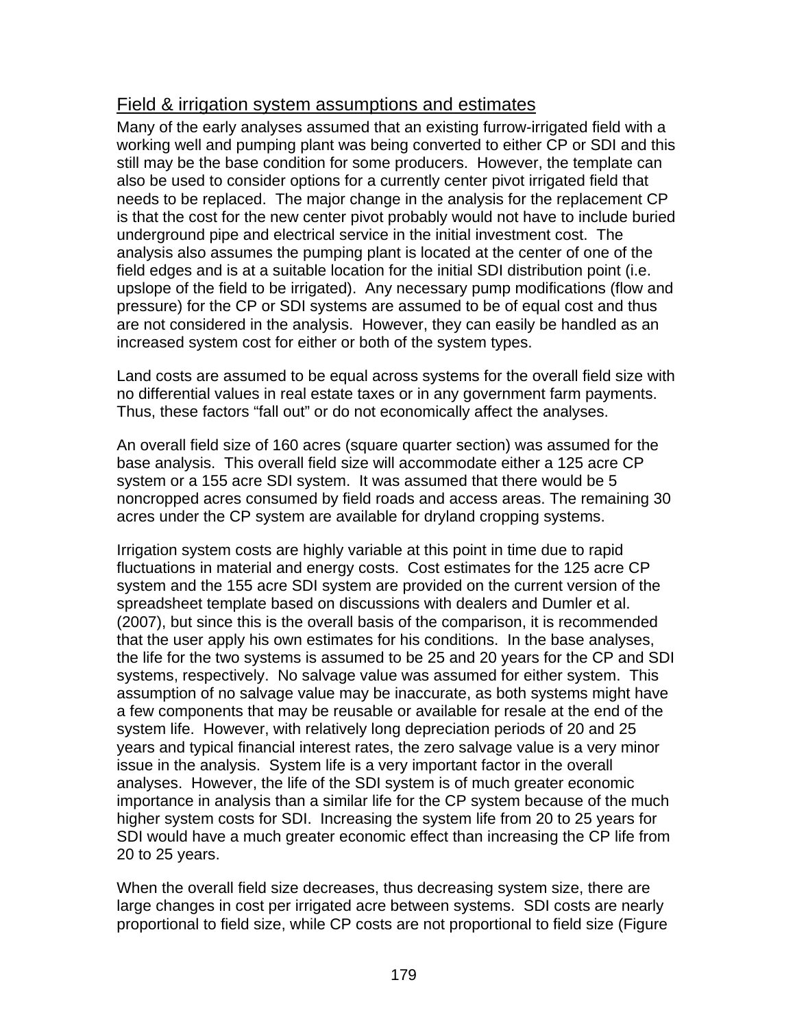## Field & irrigation system assumptions and estimates

Many of the early analyses assumed that an existing furrow-irrigated field with a working well and pumping plant was being converted to either CP or SDI and this still may be the base condition for some producers. However, the template can also be used to consider options for a currently center pivot irrigated field that needs to be replaced. The major change in the analysis for the replacement CP is that the cost for the new center pivot probably would not have to include buried underground pipe and electrical service in the initial investment cost. The analysis also assumes the pumping plant is located at the center of one of the field edges and is at a suitable location for the initial SDI distribution point (i.e. upslope of the field to be irrigated). Any necessary pump modifications (flow and pressure) for the CP or SDI systems are assumed to be of equal cost and thus are not considered in the analysis. However, they can easily be handled as an increased system cost for either or both of the system types.

Land costs are assumed to be equal across systems for the overall field size with no differential values in real estate taxes or in any government farm payments. Thus, these factors "fall out" or do not economically affect the analyses.

An overall field size of 160 acres (square quarter section) was assumed for the base analysis. This overall field size will accommodate either a 125 acre CP system or a 155 acre SDI system. It was assumed that there would be 5 noncropped acres consumed by field roads and access areas. The remaining 30 acres under the CP system are available for dryland cropping systems.

Irrigation system costs are highly variable at this point in time due to rapid fluctuations in material and energy costs. Cost estimates for the 125 acre CP system and the 155 acre SDI system are provided on the current version of the spreadsheet template based on discussions with dealers and Dumler et al. (2007), but since this is the overall basis of the comparison, it is recommended that the user apply his own estimates for his conditions. In the base analyses, the life for the two systems is assumed to be 25 and 20 years for the CP and SDI systems, respectively. No salvage value was assumed for either system. This assumption of no salvage value may be inaccurate, as both systems might have a few components that may be reusable or available for resale at the end of the system life. However, with relatively long depreciation periods of 20 and 25 years and typical financial interest rates, the zero salvage value is a very minor issue in the analysis. System life is a very important factor in the overall analyses. However, the life of the SDI system is of much greater economic importance in analysis than a similar life for the CP system because of the much higher system costs for SDI. Increasing the system life from 20 to 25 years for SDI would have a much greater economic effect than increasing the CP life from 20 to 25 years.

When the overall field size decreases, thus decreasing system size, there are large changes in cost per irrigated acre between systems. SDI costs are nearly proportional to field size, while CP costs are not proportional to field size (Figure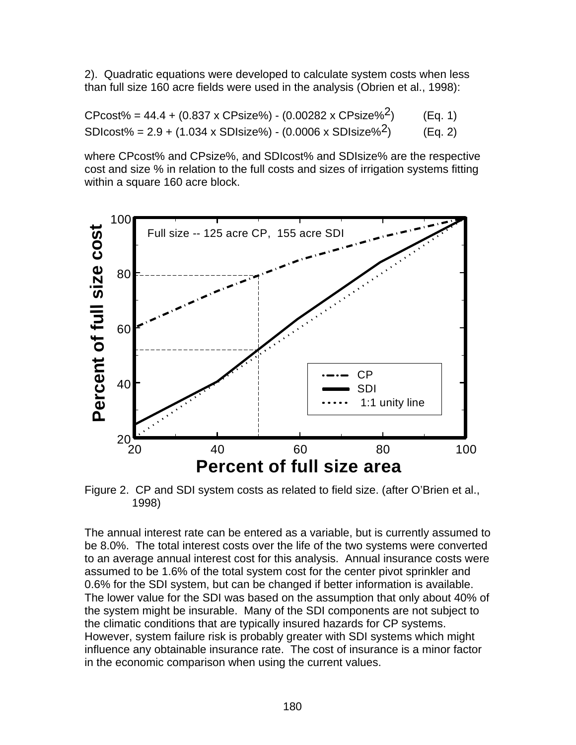2). Quadratic equations were developed to calculate system costs when less than full size 160 acre fields were used in the analysis (Obrien et al., 1998):

$$CPcost\% = 44.4 + (0.837 \times CPsize\%) - (0.00282 \times CPsize\%^2) \quad \text{(Eq. 1)}$$

$$SDIcost\% = 2.9 + (1.034 \times SDIsize\%) - (0.0006 \times SDIsize\%^2) \quad \text{(Eq. 2)}$$

where CPcost% and CPsize%, and SDIcost% and SDIsize% are the respective cost and size % in relation to the full costs and sizes of irrigation systems fitting within a square 160 acre block.

Figure 2. CP and SDI system costs as related to field size. (after O'Brien et al., 1998)

The annual interest rate can be entered as a variable, but is currently assumed to be 8.0%. The total interest costs over the life of the two systems were converted to an average annual interest cost for this analysis. Annual insurance costs were assumed to be 1.6% of the total system cost for the center pivot sprinkler and 0.6% for the SDI system, but can be changed if better information is available. The lower value for the SDI was based on the assumption that only about 40% of the system might be insurable. Many of the SDI components are not subject to the climatic conditions that are typically insured hazards for CP systems. However, system failure risk is probably greater with SDI systems which might influence any obtainable insurance rate. The cost of insurance is a minor factor in the economic comparison when using the current values.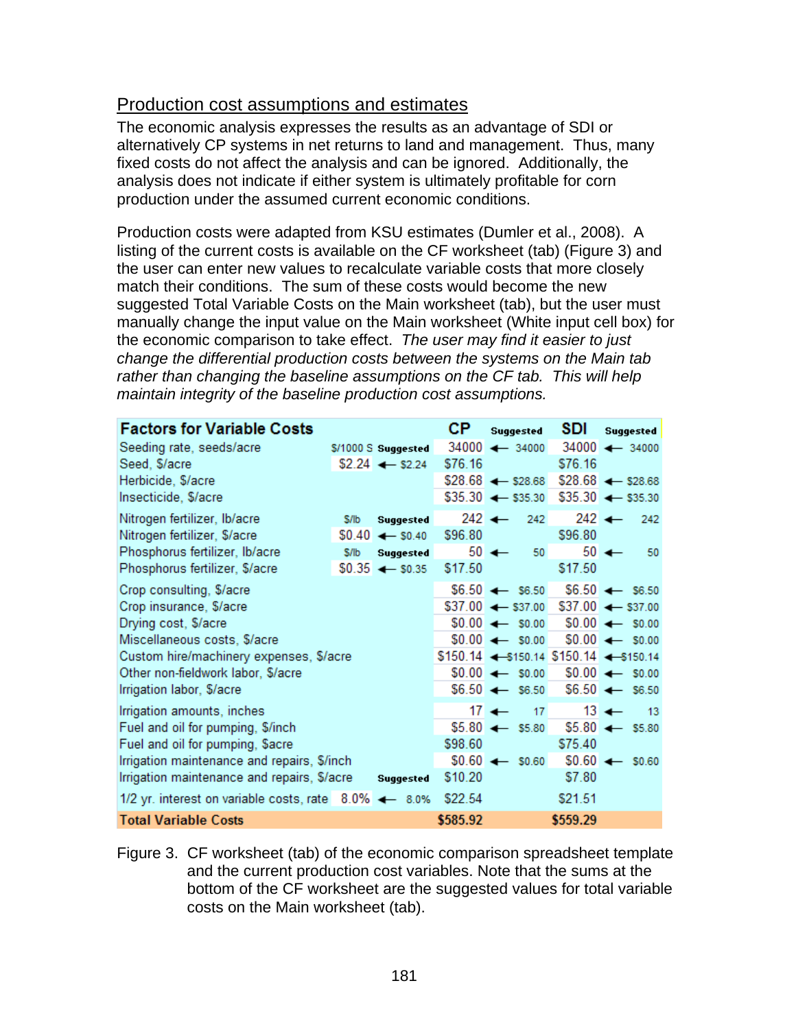## Production cost assumptions and estimates

The economic analysis expresses the results as an advantage of SDI or alternatively CP systems in net returns to land and management. Thus, many fixed costs do not affect the analysis and can be ignored. Additionally, the analysis does not indicate if either system is ultimately profitable for corn production under the assumed current economic conditions.

Production costs were adapted from KSU estimates (Dumler et al., 2008). A listing of the current costs is available on the CF worksheet (tab) (Figure 3) and the user can enter new values to recalculate variable costs that more closely match their conditions. The sum of these costs would become the new suggested Total Variable Costs on the Main worksheet (tab), but the user must manually change the input value on the Main worksheet (White input cell box) for the economic comparison to take effect. *The user may find it easier to just change the differential production costs between the systems on the Main tab rather than changing the baseline assumptions on the CF tab. This will help maintain integrity of the baseline production cost assumptions.*

| Factors for Variable Costs | | | | CP | | Suggested | SDI | | Suggested |
|---|---|---|---|---|---|---|---|---|---|
| Seeding rate, seeds/acre | $/1000 S | | Suggested | 34000 | ← | 34000 | 34000 | ← | 34000 |
| Seed, $/acre | $2.24 | ← | $2.24 | $76.16 | | | $76.16 | | |
| Herbicide, $/acre | | | | $28.68 | ← | $28.68 | $28.68 | ← | $28.68 |
| Insecticide, $/acre | | | | $35.30 | ← | $35.30 | $35.30 | ← | $35.30 |
| Nitrogen fertilizer, lb/acre | $/lb | | Suggested | 242 | ← | 242 | 242 | ← | 242 |
| Nitrogen fertilizer, $/acre | $0.40 | ← | $0.40 | $96.80 | | | $96.80 | | |
| Phosphorus fertilizer, lb/acre | $/lb | | Suggested | 50 | ← | 50 | 50 | ← | 50 |
| Phosphorus fertilizer, $/acre | $0.35 | ← | $0.35 | $17.50 | | | $17.50 | | |
| Crop consulting, $/acre | | | | $6.50 | ← | $6.50 | $6.50 | ← | $6.50 |
| Crop insurance, $/acre | | | | $37.00 | ← | $37.00 | $37.00 | ← | $37.00 |
| Drying cost, $/acre | | | | $0.00 | ← | $0.00 | $0.00 | ← | $0.00 |
| Miscellaneous costs, $/acre | | | | $0.00 | ← | $0.00 | $0.00 | ← | $0.00 |
| Custom hire/machinery expenses, $/acre | | | | $150.14 | ← | $150.14 | $150.14 | ← | $150.14 |
| Other non-fieldwork labor, $/acre | | | | $0.00 | ← | $0.00 | $0.00 | ← | $0.00 |
| Irrigation labor, $/acre | | | | $6.50 | ← | $6.50 | $6.50 | ← | $6.50 |
| Irrigation amounts, inches | | | | 17 | ← | 17 | 13 | ← | 13 |
| Fuel and oil for pumping, $/inch | | | | $5.80 | ← | $5.80 | $5.80 | ← | $5.80 |
| Fuel and oil for pumping, $acre | | | | $98.60 | | | $75.40 | | |
| Irrigation maintenance and repairs, $/inch | | | | $0.60 | ← | $0.60 | $0.60 | ← | $0.60 |
| Irrigation maintenance and repairs, $/acre | | | Suggested | $10.20 | | | $7.80 | | |
| 1/2 yr. interest on variable costs, rate | 8.0% | ← | 8.0% | $22.54 | | | $21.51 | | |
| **Total Variable Costs** | | | | **$585.92** | | | **$559.29** | | |

Figure 3. CF worksheet (tab) of the economic comparison spreadsheet template and the current production cost variables. Note that the sums at the bottom of the CF worksheet are the suggested values for total variable costs on the Main worksheet (tab).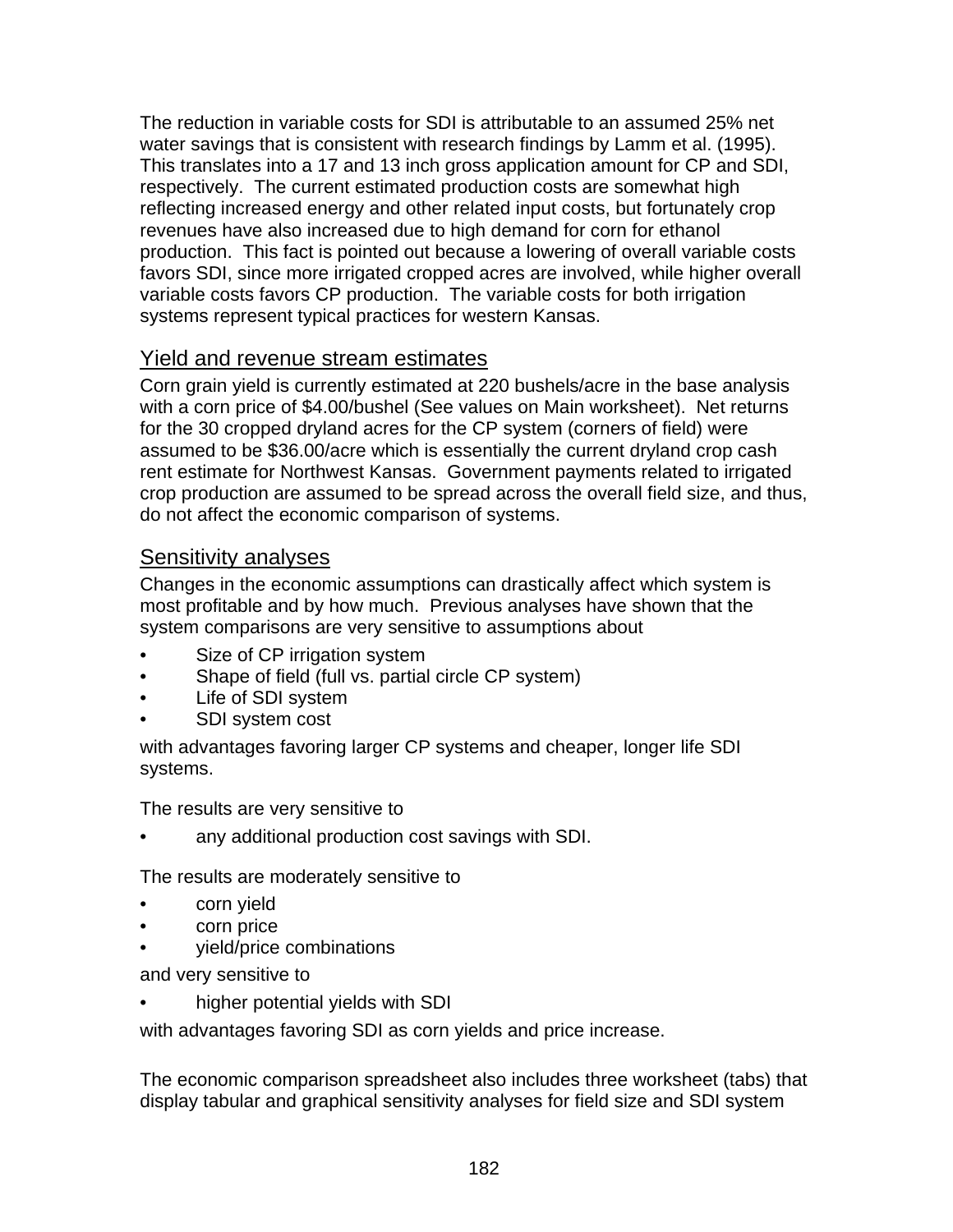The reduction in variable costs for SDI is attributable to an assumed 25% net water savings that is consistent with research findings by Lamm et al. (1995). This translates into a 17 and 13 inch gross application amount for CP and SDI, respectively. The current estimated production costs are somewhat high reflecting increased energy and other related input costs, but fortunately crop revenues have also increased due to high demand for corn for ethanol production. This fact is pointed out because a lowering of overall variable costs favors SDI, since more irrigated cropped acres are involved, while higher overall variable costs favors CP production. The variable costs for both irrigation systems represent typical practices for western Kansas.

## Yield and revenue stream estimates

Corn grain yield is currently estimated at 220 bushels/acre in the base analysis with a corn price of $4.00/bushel (See values on Main worksheet). Net returns for the 30 cropped dryland acres for the CP system (corners of field) were assumed to be $36.00/acre which is essentially the current dryland crop cash rent estimate for Northwest Kansas. Government payments related to irrigated crop production are assumed to be spread across the overall field size, and thus, do not affect the economic comparison of systems.

## Sensitivity analyses

Changes in the economic assumptions can drastically affect which system is most profitable and by how much. Previous analyses have shown that the system comparisons are very sensitive to assumptions about

- Size of CP irrigation system
- Shape of field (full vs. partial circle CP system)
- Life of SDI system
- SDI system cost

with advantages favoring larger CP systems and cheaper, longer life SDI systems.

The results are very sensitive to

- any additional production cost savings with SDI.

The results are moderately sensitive to

- corn yield
- corn price
- yield/price combinations

and very sensitive to

- higher potential yields with SDI

with advantages favoring SDI as corn yields and price increase.

The economic comparison spreadsheet also includes three worksheet (tabs) that display tabular and graphical sensitivity analyses for field size and SDI system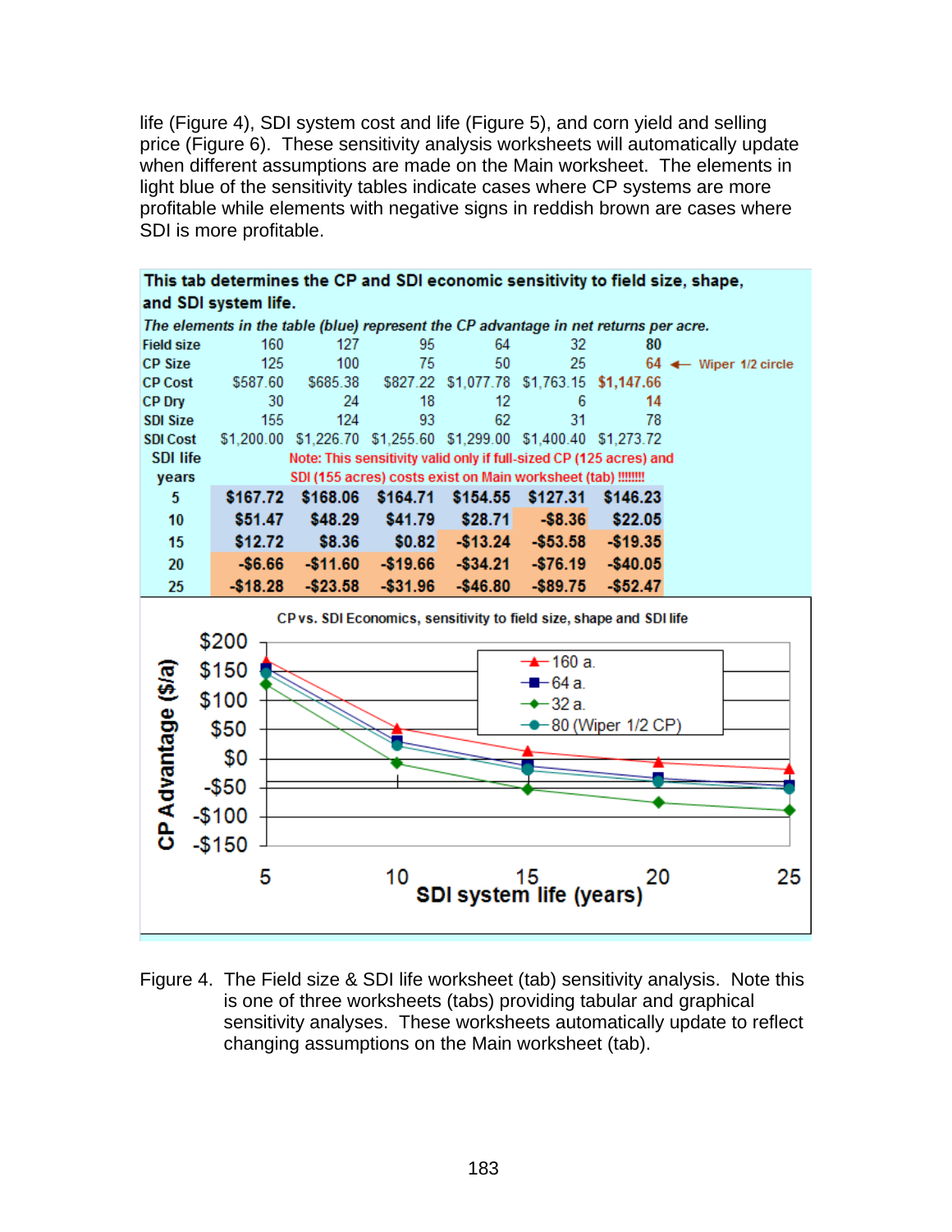life (Figure 4), SDI system cost and life (Figure 5), and corn yield and selling price (Figure 6). These sensitivity analysis worksheets will automatically update when different assumptions are made on the Main worksheet. The elements in light blue of the sensitivity tables indicate cases where CP systems are more profitable while elements with negative signs in reddish brown are cases where SDI is more profitable.

**This tab determines the CP and SDI economic sensitivity to field size, shape, and SDI system life.**

*The elements in the table (blue) represent the CP advantage in net returns per acre.*

| Field size | 160 | 127 | 95 | 64 | 32 | 80 | |
|---|---|---|---|---|---|---|---|
| CP Size | 125 | 100 | 75 | 50 | 25 | 64 | ← Wiper 1/2 circle |
| CP Cost | $587.60 | $685.38 | $827.22 | $1,077.78 | $1,763.15 | $1,147.66 | |
| CP Dry | 30 | 24 | 18 | 12 | 6 | 14 | |
| SDI Size | 155 | 124 | 93 | 62 | 31 | 78 | |
| SDI Cost | $1,200.00 | $1,226.70 | $1,255.60 | $1,299.00 | $1,400.40 | $1,273.72 | |
| SDI life years | Note: This sensitivity valid only if full-sized CP (125 acres) and SDI (155 acres) costs exist on Main worksheet (tab) !!!!!!! | | | | | | |
| 5 | $167.72 | $168.06 | $164.71 | $154.55 | $127.31 | $146.23 | |
| 10 | $51.47 | $48.29 | $41.79 | $28.71 | -$8.36 | $22.05 | |
| 15 | $12.72 | $8.36 | $0.82 | -$13.24 | -$53.58 | -$19.35 | |
| 20 | -$6.66 | -$11.60 | -$19.66 | -$34.21 | -$76.19 | -$40.05 | |
| 25 | -$18.28 | -$23.58 | -$31.96 | -$46.80 | -$89.75 | -$52.47 | |

Figure 4. The Field size & SDI life worksheet (tab) sensitivity analysis. Note this is one of three worksheets (tabs) providing tabular and graphical sensitivity analyses. These worksheets automatically update to reflect changing assumptions on the Main worksheet (tab).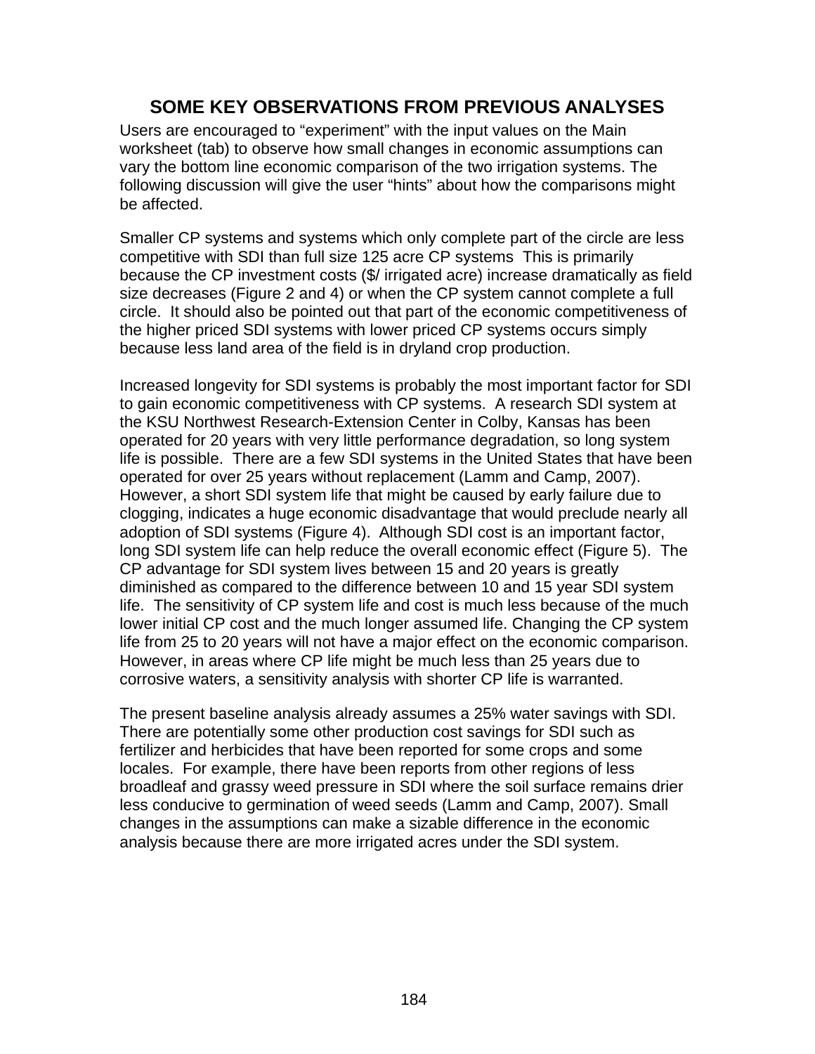## SOME KEY OBSERVATIONS FROM PREVIOUS ANALYSES

Users are encouraged to "experiment" with the input values on the Main worksheet (tab) to observe how small changes in economic assumptions can vary the bottom line economic comparison of the two irrigation systems. The following discussion will give the user "hints" about how the comparisons might be affected.

Smaller CP systems and systems which only complete part of the circle are less competitive with SDI than full size 125 acre CP systems This is primarily because the CP investment costs ($/ irrigated acre) increase dramatically as field size decreases (Figure 2 and 4) or when the CP system cannot complete a full circle. It should also be pointed out that part of the economic competitiveness of the higher priced SDI systems with lower priced CP systems occurs simply because less land area of the field is in dryland crop production.

Increased longevity for SDI systems is probably the most important factor for SDI to gain economic competitiveness with CP systems. A research SDI system at the KSU Northwest Research-Extension Center in Colby, Kansas has been operated for 20 years with very little performance degradation, so long system life is possible. There are a few SDI systems in the United States that have been operated for over 25 years without replacement (Lamm and Camp, 2007). However, a short SDI system life that might be caused by early failure due to clogging, indicates a huge economic disadvantage that would preclude nearly all adoption of SDI systems (Figure 4). Although SDI cost is an important factor, long SDI system life can help reduce the overall economic effect (Figure 5). The CP advantage for SDI system lives between 15 and 20 years is greatly diminished as compared to the difference between 10 and 15 year SDI system life. The sensitivity of CP system life and cost is much less because of the much lower initial CP cost and the much longer assumed life. Changing the CP system life from 25 to 20 years will not have a major effect on the economic comparison. However, in areas where CP life might be much less than 25 years due to corrosive waters, a sensitivity analysis with shorter CP life is warranted.

The present baseline analysis already assumes a 25% water savings with SDI. There are potentially some other production cost savings for SDI such as fertilizer and herbicides that have been reported for some crops and some locales. For example, there have been reports from other regions of less broadleaf and grassy weed pressure in SDI where the soil surface remains drier less conducive to germination of weed seeds (Lamm and Camp, 2007). Small changes in the assumptions can make a sizable difference in the economic analysis because there are more irrigated acres under the SDI system.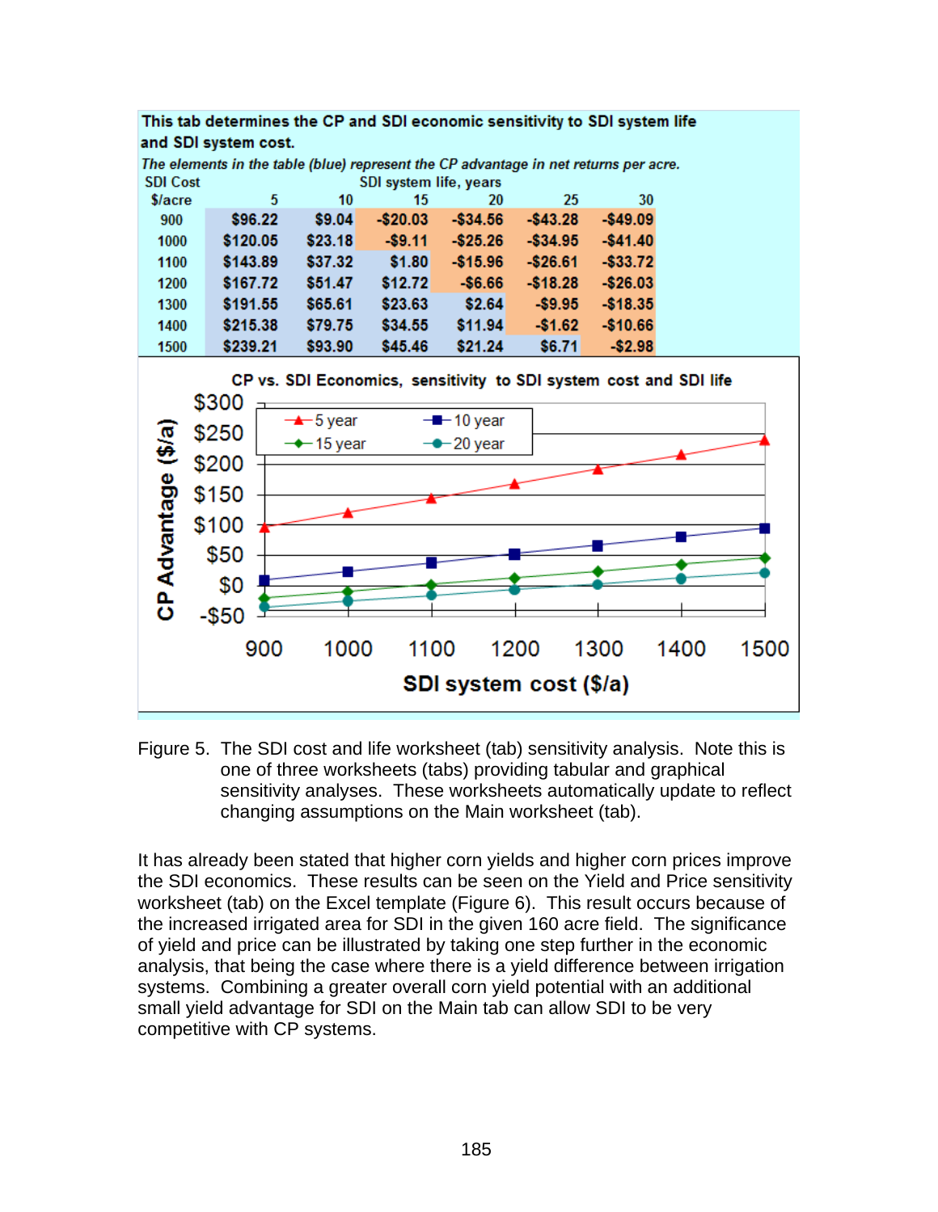This tab determines the CP and SDI economic sensitivity to SDI system life and SDI system cost.

*The elements in the table (blue) represent the CP advantage in net returns per acre.*

| SDI Cost $/acre | SDI system life, years 5 | 10 | 15 | 20 | 25 | 30 |
|---|---|---|---|---|---|---|
| 900 | $96.22 | $9.04 | -$20.03 | -$34.56 | -$43.28 | -$49.09 |
| 1000 | $120.05 | $23.18 | -$9.11 | -$25.26 | -$34.95 | -$41.40 |
| 1100 | $143.89 | $37.32 | $1.80 | -$15.96 | -$26.61 | -$33.72 |
| 1200 | $167.72 | $51.47 | $12.72 | -$6.66 | -$18.28 | -$26.03 |
| 1300 | $191.55 | $65.61 | $23.63 | $2.64 | -$9.95 | -$18.35 |
| 1400 | $215.38 | $79.75 | $34.55 | $11.94 | -$1.62 | -$10.66 |
| 1500 | $239.21 | $93.90 | $45.46 | $21.24 | $6.71 | -$2.98 |

Figure 5. The SDI cost and life worksheet (tab) sensitivity analysis. Note this is one of three worksheets (tabs) providing tabular and graphical sensitivity analyses. These worksheets automatically update to reflect changing assumptions on the Main worksheet (tab).

It has already been stated that higher corn yields and higher corn prices improve the SDI economics. These results can be seen on the Yield and Price sensitivity worksheet (tab) on the Excel template (Figure 6). This result occurs because of the increased irrigated area for SDI in the given 160 acre field. The significance of yield and price can be illustrated by taking one step further in the economic analysis, that being the case where there is a yield difference between irrigation systems. Combining a greater overall corn yield potential with an additional small yield advantage for SDI on the Main tab can allow SDI to be very competitive with CP systems.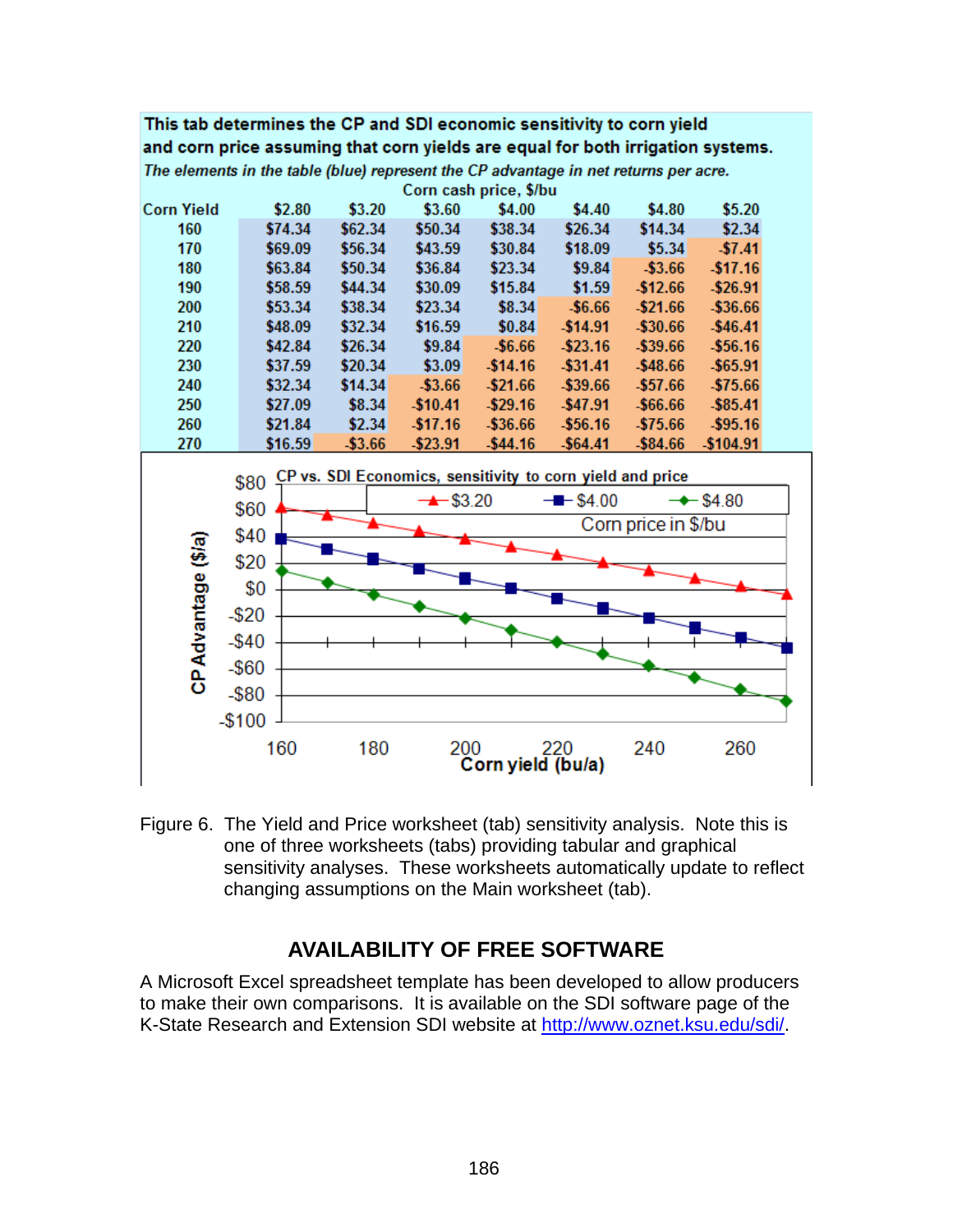**This tab determines the CP and SDI economic sensitivity to corn yield and corn price assuming that corn yields are equal for both irrigation systems.**

***The elements in the table (blue) represent the CP advantage in net returns per acre.***

| | Corn cash price, $/bu | | | | | | |
|---|---|---|---|---|---|---|---|
| **Corn Yield** | **$2.80** | **$3.20** | **$3.60** | **$4.00** | **$4.40** | **$4.80** | **$5.20** |
| 160 | $74.34 | $62.34 | $50.34 | $38.34 | $26.34 | $14.34 | $2.34 |
| 170 | $69.09 | $56.34 | $43.59 | $30.84 | $18.09 | $5.34 | -$7.41 |
| 180 | $63.84 | $50.34 | $36.84 | $23.34 | $9.84 | -$3.66 | -$17.16 |
| 190 | $58.59 | $44.34 | $30.09 | $15.84 | $1.59 | -$12.66 | -$26.91 |
| 200 | $53.34 | $38.34 | $23.34 | $8.34 | -$6.66 | -$21.66 | -$36.66 |
| 210 | $48.09 | $32.34 | $16.59 | $0.84 | -$14.91 | -$30.66 | -$46.41 |
| 220 | $42.84 | $26.34 | $9.84 | -$6.66 | -$23.16 | -$39.66 | -$56.16 |
| 230 | $37.59 | $20.34 | $3.09 | -$14.16 | -$31.41 | -$48.66 | -$65.91 |
| 240 | $32.34 | $14.34 | -$3.66 | -$21.66 | -$39.66 | -$57.66 | -$75.66 |
| 250 | $27.09 | $8.34 | -$10.41 | -$29.16 | -$47.91 | -$66.66 | -$85.41 |
| 260 | $21.84 | $2.34 | -$17.16 | -$36.66 | -$56.16 | -$75.66 | -$95.16 |
| 270 | $16.59 | -$3.66 | -$23.91 | -$44.16 | -$64.41 | -$84.66 | -$104.91 |

Figure 6. The Yield and Price worksheet (tab) sensitivity analysis. Note this is one of three worksheets (tabs) providing tabular and graphical sensitivity analyses. These worksheets automatically update to reflect changing assumptions on the Main worksheet (tab).

## AVAILABILITY OF FREE SOFTWARE

A Microsoft Excel spreadsheet template has been developed to allow producers to make their own comparisons. It is available on the SDI software page of the K-State Research and Extension SDI website at http://www.oznet.ksu.edu/sdi/.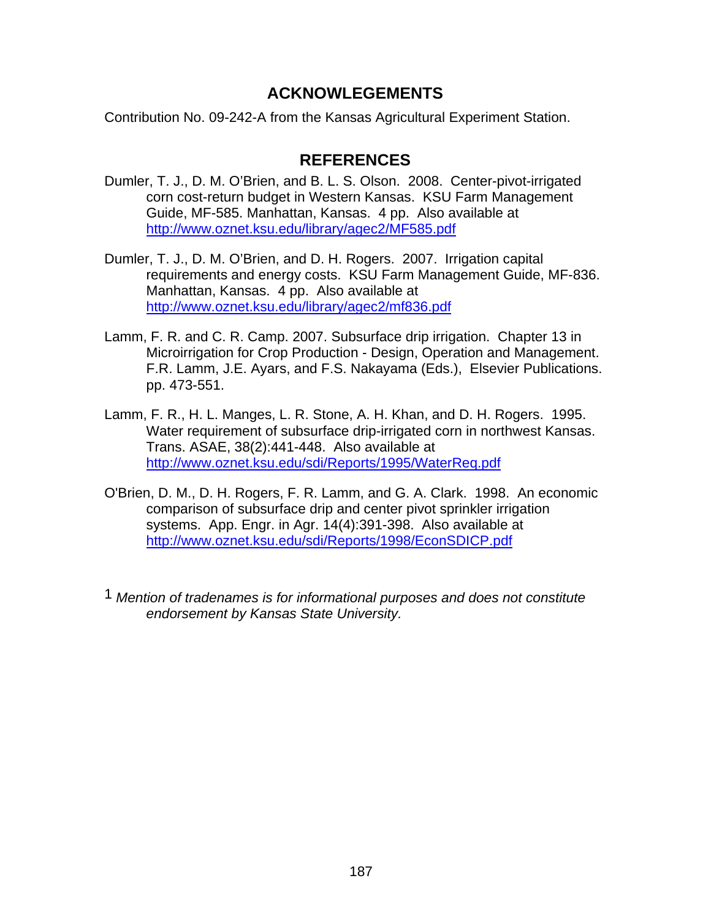## ACKNOWLEGEMENTS

Contribution No. 09-242-A from the Kansas Agricultural Experiment Station.

## REFERENCES

Dumler, T. J., D. M. O'Brien, and B. L. S. Olson. 2008. Center-pivot-irrigated corn cost-return budget in Western Kansas. KSU Farm Management Guide, MF-585. Manhattan, Kansas. 4 pp. Also available at http://www.oznet.ksu.edu/library/agec2/MF585.pdf

Dumler, T. J., D. M. O'Brien, and D. H. Rogers. 2007. Irrigation capital requirements and energy costs. KSU Farm Management Guide, MF-836. Manhattan, Kansas. 4 pp. Also available at http://www.oznet.ksu.edu/library/agec2/mf836.pdf

Lamm, F. R. and C. R. Camp. 2007. Subsurface drip irrigation. Chapter 13 in Microirrigation for Crop Production - Design, Operation and Management. F.R. Lamm, J.E. Ayars, and F.S. Nakayama (Eds.), Elsevier Publications. pp. 473-551.

Lamm, F. R., H. L. Manges, L. R. Stone, A. H. Khan, and D. H. Rogers. 1995. Water requirement of subsurface drip-irrigated corn in northwest Kansas. Trans. ASAE, 38(2):441-448. Also available at http://www.oznet.ksu.edu/sdi/Reports/1995/WaterReq.pdf

O'Brien, D. M., D. H. Rogers, F. R. Lamm, and G. A. Clark. 1998. An economic comparison of subsurface drip and center pivot sprinkler irrigation systems. App. Engr. in Agr. 14(4):391-398. Also available at http://www.oznet.ksu.edu/sdi/Reports/1998/EconSDICP.pdf

[1] *Mention of tradenames is for informational purposes and does not constitute endorsement by Kansas State University.*